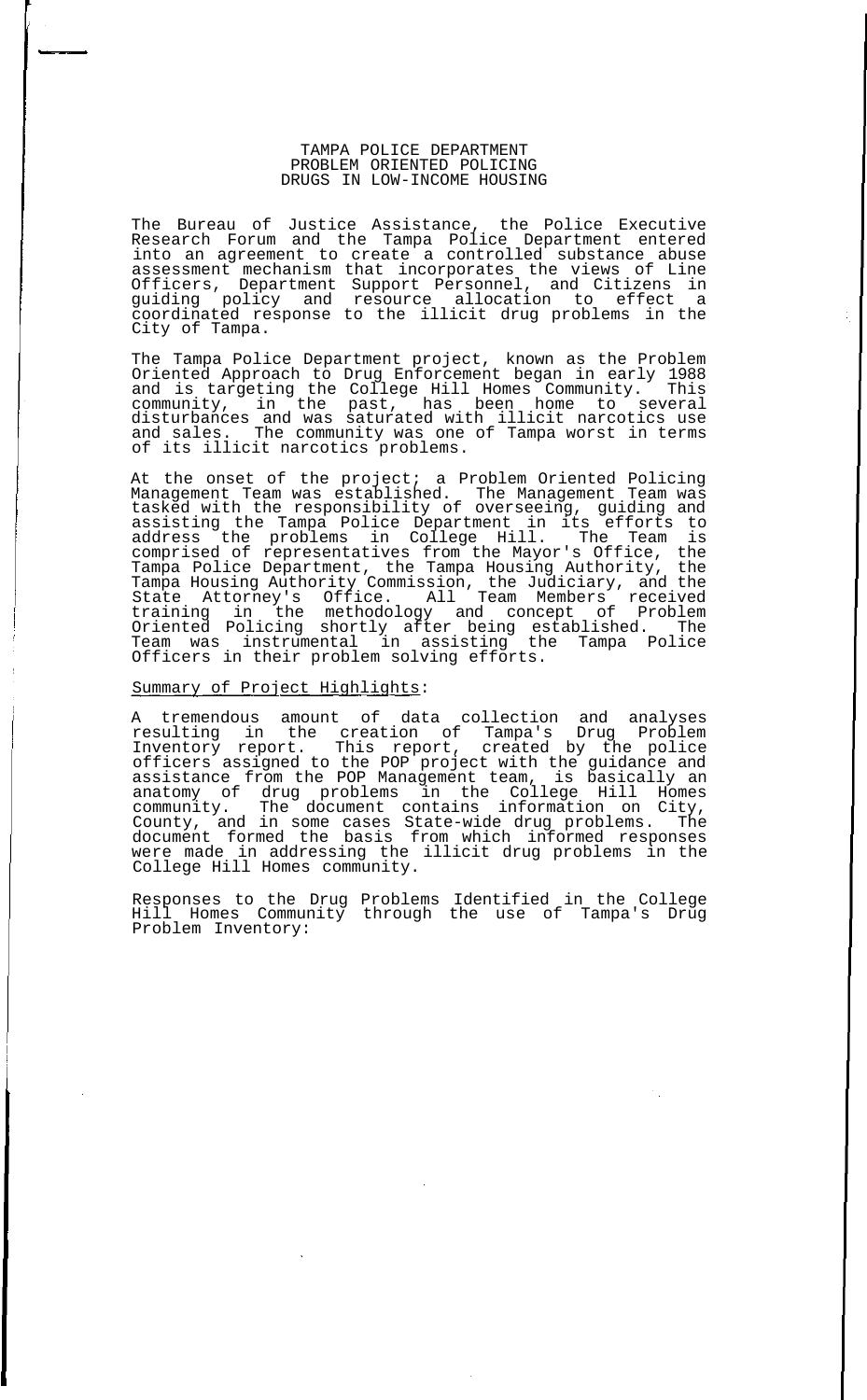# TAMPA POLICE DEPARTMENT
# PROBLEM ORIENTED POLICING
# DRUGS IN LOW-INCOME HOUSING

The Bureau of Justice Assistance, the Police Executive Research Forum and the Tampa Police Department entered into an agreement to create a controlled substance abuse assessment mechanism that incorporates the views of Line Officers, Department Support Personnel, and Citizens in guiding policy and resource allocation to effect a coordinated response to the illicit drug problems in the City of Tampa.

The Tampa Police Department project, known as the Problem Oriented Approach to Drug Enforcement began in early 1988 and is targeting the College Hill Homes Community. This community, in the past, has been home to several disturbances and was saturated with illicit narcotics use and sales. The community was one of Tampa worst in terms of its illicit narcotics problems.

At the onset of the project; a Problem Oriented Policing Management Team was established. The Management Team was tasked with the responsibility of overseeing, guiding and assisting the Tampa Police Department in its efforts to address the problems in College Hill. The Team is comprised of representatives from the Mayor's Office, the Tampa Police Department, the Tampa Housing Authority, the Tampa Housing Authority Commission, the Judiciary, and the State Attorney's Office. All Team Members received training in the methodology and concept of Problem Oriented Policing shortly after being established. The Team was instrumental in assisting the Tampa Police Officers in their problem solving efforts.

<u>Summary of Project Highlights</u>:

A tremendous amount of data collection and analyses resulting in the creation of Tampa's Drug Problem Inventory report. This report, created by the police officers assigned to the POP project with the guidance and assistance from the POP Management team, is basically an anatomy of drug problems in the College Hill Homes community. The document contains information on City, County, and in some cases State-wide drug problems. The document formed the basis from which informed responses were made in addressing the illicit drug problems in the College Hill Homes community.

Responses to the Drug Problems Identified in the College Hill Homes Community through the use of Tampa's Drug Problem Inventory: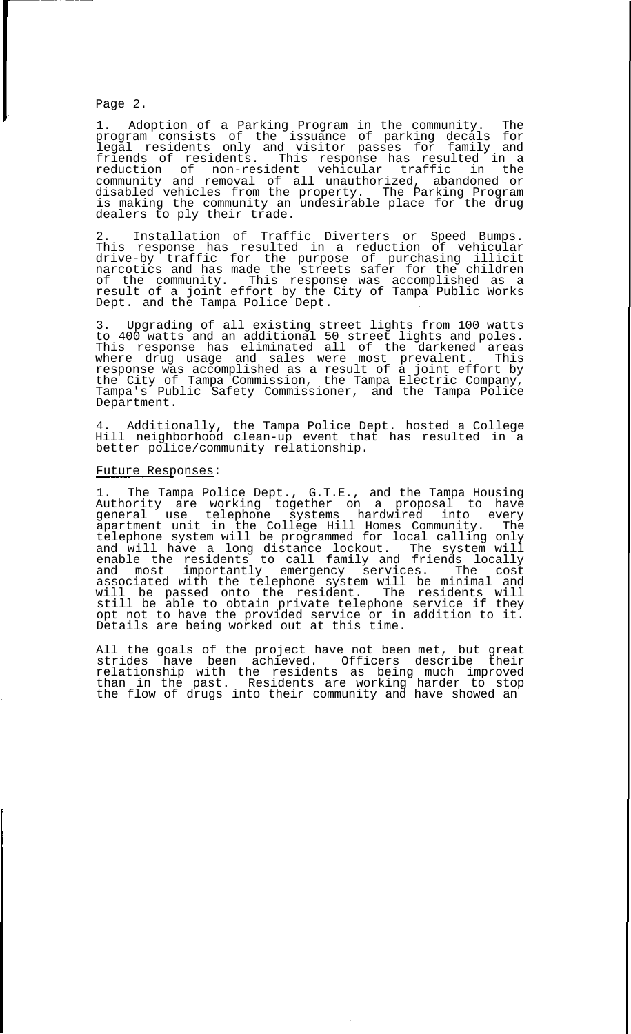1. Adoption of a Parking Program in the community. The program consists of the issuance of parking decals for legal residents only and visitor passes for family and friends of residents. This response has resulted in a reduction of non-resident vehicular traffic in the community and removal of all unauthorized, abandoned or disabled vehicles from the property. The Parking Program is making the community an undesirable place for the drug dealers to ply their trade.

2. Installation of Traffic Diverters or Speed Bumps. This response has resulted in a reduction of vehicular drive-by traffic for the purpose of purchasing illicit narcotics and has made the streets safer for the children of the community. This response was accomplished as a result of a joint effort by the City of Tampa Public Works Dept. and the Tampa Police Dept.

3. Upgrading of all existing street lights from 100 watts to 400 watts and an additional 50 street lights and poles. This response has eliminated all of the darkened areas where drug usage and sales were most prevalent. This response was accomplished as a result of a joint effort by the City of Tampa Commission, the Tampa Electric Company, Tampa's Public Safety Commissioner, and the Tampa Police Department.

4. Additionally, the Tampa Police Dept. hosted a College Hill neighborhood clean-up event that has resulted in a better police/community relationship.

<u>Future Responses</u>:

1. The Tampa Police Dept., G.T.E., and the Tampa Housing Authority are working together on a proposal to have general use telephone systems hardwired into every apartment unit in the College Hill Homes Community. The telephone system will be programmed for local calling only and will have a long distance lockout. The system will enable the residents to call family and friends locally and most importantly emergency services. The cost associated with the telephone system will be minimal and will be passed onto the resident. The residents will still be able to obtain private telephone service if they opt not to have the provided service or in addition to it. Details are being worked out at this time.

All the goals of the project have not been met, but great strides have been achieved. Officers describe their relationship with the residents as being much improved than in the past. Residents are working harder to stop the flow of drugs into their community and have showed an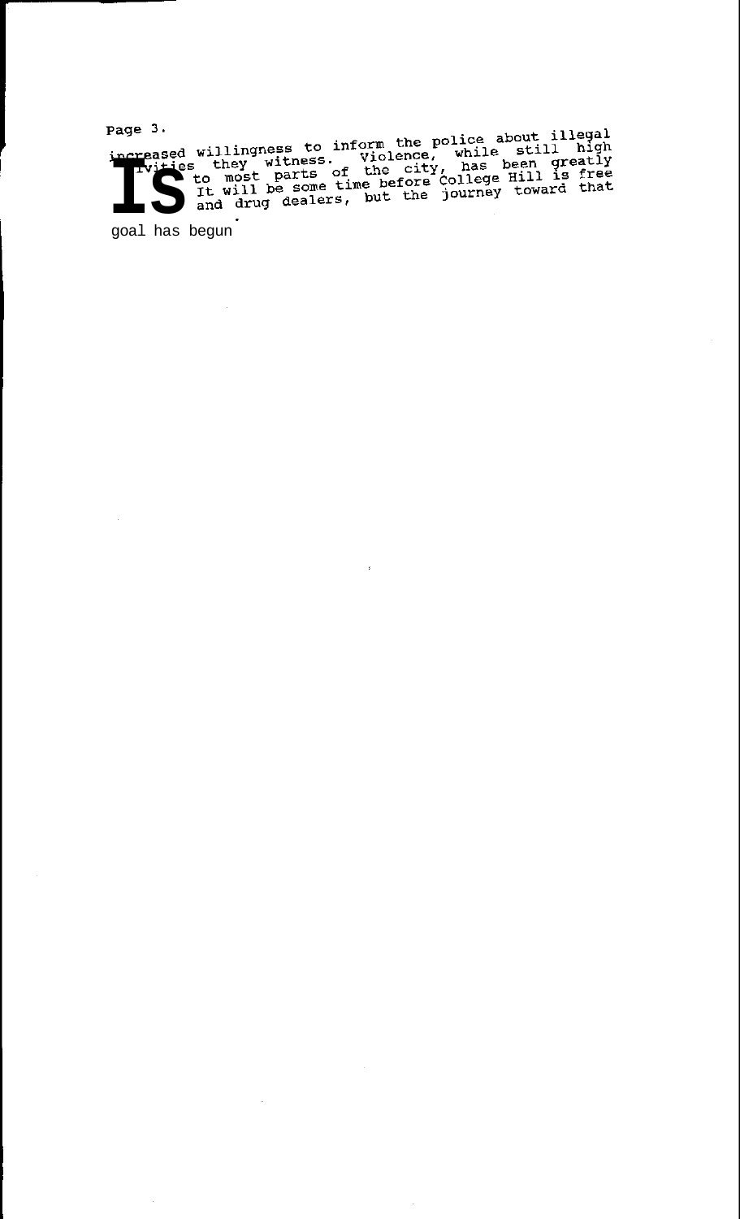increased willingness to inform the police about illegal ivities they witness. Violence, while still high to most parts of the city, has been greatly It will be some time before College Hill is free and drug dealers, but the journey toward that goal has begun.